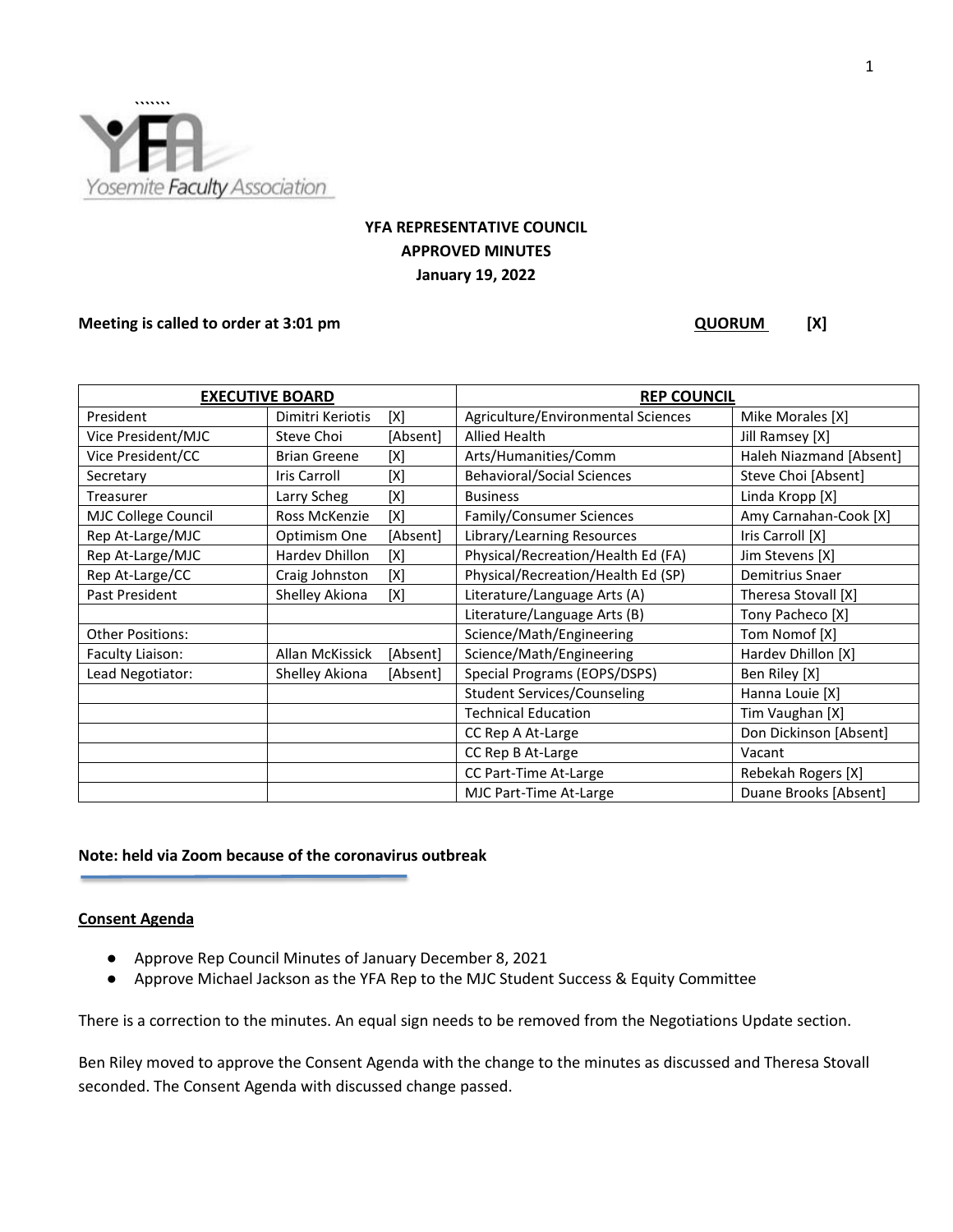Yosemite Faculty Association

# YFA REPRESENTATIVE COUNCIL
## APPROVED MINUTES
### January 19, 2022

**Meeting is called to order at 3:01 pm** **QUORUM [X]**

| EXECUTIVE BOARD | | REP COUNCIL | |
|---|---|---|---|
| President | Dimitri Keriotis [X] | Agriculture/Environmental Sciences | Mike Morales [X] |
| Vice President/MJC | Steve Choi [Absent] | Allied Health | Jill Ramsey [X] |
| Vice President/CC | Brian Greene [X] | Arts/Humanities/Comm | Haleh Niazmand [Absent] |
| Secretary | Iris Carroll [X] | Behavioral/Social Sciences | Steve Choi [Absent] |
| Treasurer | Larry Scheg [X] | Business | Linda Kropp [X] |
| MJC College Council | Ross McKenzie [X] | Family/Consumer Sciences | Amy Carnahan-Cook [X] |
| Rep At-Large/MJC | Optimism One [Absent] | Library/Learning Resources | Iris Carroll [X] |
| Rep At-Large/MJC | Hardev Dhillon [X] | Physical/Recreation/Health Ed (FA) | Jim Stevens [X] |
| Rep At-Large/CC | Craig Johnston [X] | Physical/Recreation/Health Ed (SP) | Demitrius Snaer |
| Past President | Shelley Akiona [X] | Literature/Language Arts (A) | Theresa Stovall [X] |
| | | Literature/Language Arts (B) | Tony Pacheco [X] |
| Other Positions: | | Science/Math/Engineering | Tom Nomof [X] |
| Faculty Liaison: | Allan McKissick [Absent] | Science/Math/Engineering | Hardev Dhillon [X] |
| Lead Negotiator: | Shelley Akiona [Absent] | Special Programs (EOPS/DSPS) | Ben Riley [X] |
| | | Student Services/Counseling | Hanna Louie [X] |
| | | Technical Education | Tim Vaughan [X] |
| | | CC Rep A At-Large | Don Dickinson [Absent] |
| | | CC Rep B At-Large | Vacant |
| | | CC Part-Time At-Large | Rebekah Rogers [X] |
| | | MJC Part-Time At-Large | Duane Brooks [Absent] |

**Note: held via Zoom because of the coronavirus outbreak**

**Consent Agenda**

- Approve Rep Council Minutes of January December 8, 2021
- Approve Michael Jackson as the YFA Rep to the MJC Student Success & Equity Committee

There is a correction to the minutes. An equal sign needs to be removed from the Negotiations Update section.

Ben Riley moved to approve the Consent Agenda with the change to the minutes as discussed and Theresa Stovall seconded. The Consent Agenda with discussed change passed.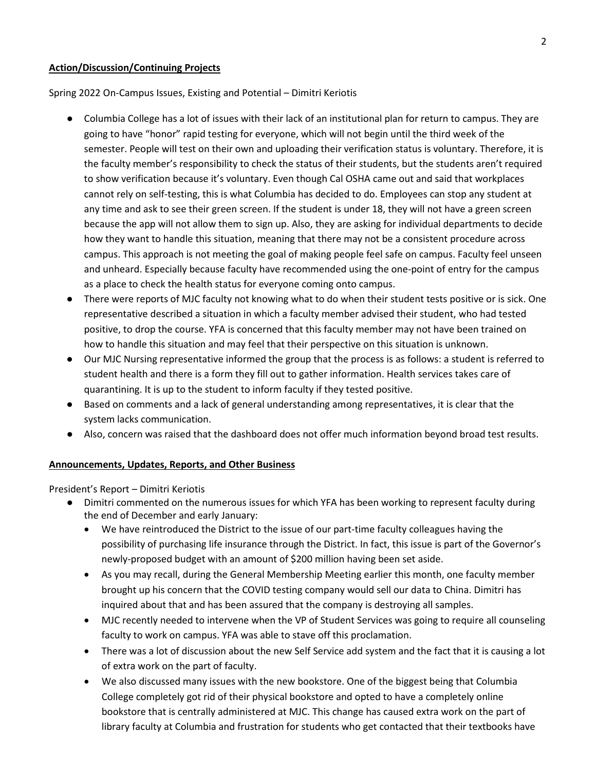**Action/Discussion/Continuing Projects**

Spring 2022 On-Campus Issues, Existing and Potential – Dimitri Keriotis

- Columbia College has a lot of issues with their lack of an institutional plan for return to campus. They are going to have "honor" rapid testing for everyone, which will not begin until the third week of the semester. People will test on their own and uploading their verification status is voluntary. Therefore, it is the faculty member's responsibility to check the status of their students, but the students aren't required to show verification because it's voluntary. Even though Cal OSHA came out and said that workplaces cannot rely on self-testing, this is what Columbia has decided to do. Employees can stop any student at any time and ask to see their green screen. If the student is under 18, they will not have a green screen because the app will not allow them to sign up. Also, they are asking for individual departments to decide how they want to handle this situation, meaning that there may not be a consistent procedure across campus. This approach is not meeting the goal of making people feel safe on campus. Faculty feel unseen and unheard. Especially because faculty have recommended using the one-point of entry for the campus as a place to check the health status for everyone coming onto campus.
- There were reports of MJC faculty not knowing what to do when their student tests positive or is sick. One representative described a situation in which a faculty member advised their student, who had tested positive, to drop the course. YFA is concerned that this faculty member may not have been trained on how to handle this situation and may feel that their perspective on this situation is unknown.
- Our MJC Nursing representative informed the group that the process is as follows: a student is referred to student health and there is a form they fill out to gather information. Health services takes care of quarantining. It is up to the student to inform faculty if they tested positive.
- Based on comments and a lack of general understanding among representatives, it is clear that the system lacks communication.
- Also, concern was raised that the dashboard does not offer much information beyond broad test results.

**Announcements, Updates, Reports, and Other Business**

President's Report – Dimitri Keriotis

- Dimitri commented on the numerous issues for which YFA has been working to represent faculty during the end of December and early January:
  - We have reintroduced the District to the issue of our part-time faculty colleagues having the possibility of purchasing life insurance through the District. In fact, this issue is part of the Governor's newly-proposed budget with an amount of $200 million having been set aside.
  - As you may recall, during the General Membership Meeting earlier this month, one faculty member brought up his concern that the COVID testing company would sell our data to China. Dimitri has inquired about that and has been assured that the company is destroying all samples.
  - MJC recently needed to intervene when the VP of Student Services was going to require all counseling faculty to work on campus. YFA was able to stave off this proclamation.
  - There was a lot of discussion about the new Self Service add system and the fact that it is causing a lot of extra work on the part of faculty.
  - We also discussed many issues with the new bookstore. One of the biggest being that Columbia College completely got rid of their physical bookstore and opted to have a completely online bookstore that is centrally administered at MJC. This change has caused extra work on the part of library faculty at Columbia and frustration for students who get contacted that their textbooks have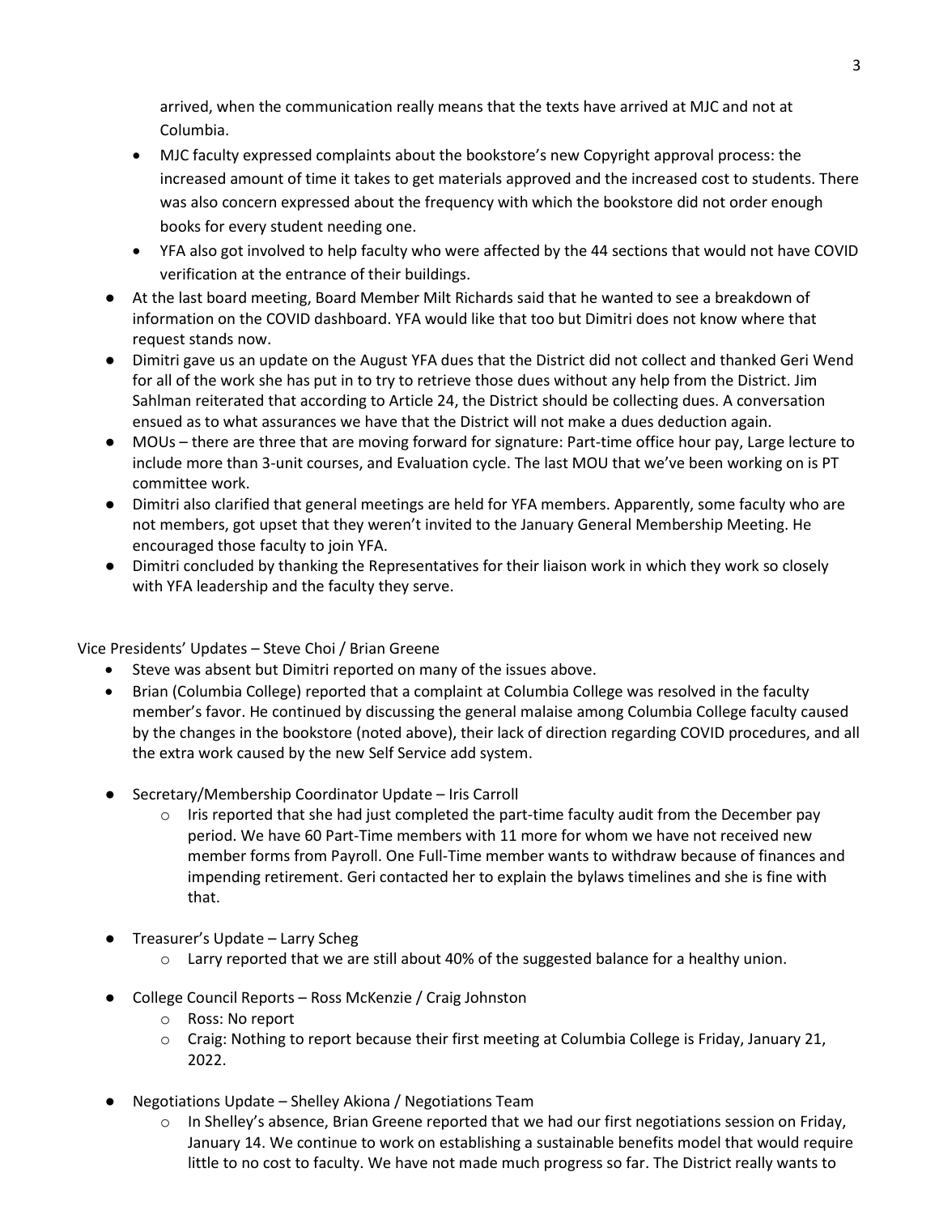arrived, when the communication really means that the texts have arrived at MJC and not at Columbia.

- MJC faculty expressed complaints about the bookstore's new Copyright approval process: the increased amount of time it takes to get materials approved and the increased cost to students. There was also concern expressed about the frequency with which the bookstore did not order enough books for every student needing one.
- YFA also got involved to help faculty who were affected by the 44 sections that would not have COVID verification at the entrance of their buildings.

- At the last board meeting, Board Member Milt Richards said that he wanted to see a breakdown of information on the COVID dashboard. YFA would like that too but Dimitri does not know where that request stands now.
- Dimitri gave us an update on the August YFA dues that the District did not collect and thanked Geri Wend for all of the work she has put in to try to retrieve those dues without any help from the District. Jim Sahlman reiterated that according to Article 24, the District should be collecting dues. A conversation ensued as to what assurances we have that the District will not make a dues deduction again.
- MOUs – there are three that are moving forward for signature: Part-time office hour pay, Large lecture to include more than 3-unit courses, and Evaluation cycle. The last MOU that we've been working on is PT committee work.
- Dimitri also clarified that general meetings are held for YFA members. Apparently, some faculty who are not members, got upset that they weren't invited to the January General Membership Meeting. He encouraged those faculty to join YFA.
- Dimitri concluded by thanking the Representatives for their liaison work in which they work so closely with YFA leadership and the faculty they serve.

Vice Presidents' Updates – Steve Choi / Brian Greene

- Steve was absent but Dimitri reported on many of the issues above.
- Brian (Columbia College) reported that a complaint at Columbia College was resolved in the faculty member's favor. He continued by discussing the general malaise among Columbia College faculty caused by the changes in the bookstore (noted above), their lack of direction regarding COVID procedures, and all the extra work caused by the new Self Service add system.

- Secretary/Membership Coordinator Update – Iris Carroll
  - Iris reported that she had just completed the part-time faculty audit from the December pay period. We have 60 Part-Time members with 11 more for whom we have not received new member forms from Payroll. One Full-Time member wants to withdraw because of finances and impending retirement. Geri contacted her to explain the bylaws timelines and she is fine with that.

- Treasurer's Update – Larry Scheg
  - Larry reported that we are still about 40% of the suggested balance for a healthy union.

- College Council Reports – Ross McKenzie / Craig Johnston
  - Ross: No report
  - Craig: Nothing to report because their first meeting at Columbia College is Friday, January 21, 2022.

- Negotiations Update – Shelley Akiona / Negotiations Team
  - In Shelley's absence, Brian Greene reported that we had our first negotiations session on Friday, January 14. We continue to work on establishing a sustainable benefits model that would require little to no cost to faculty. We have not made much progress so far. The District really wants to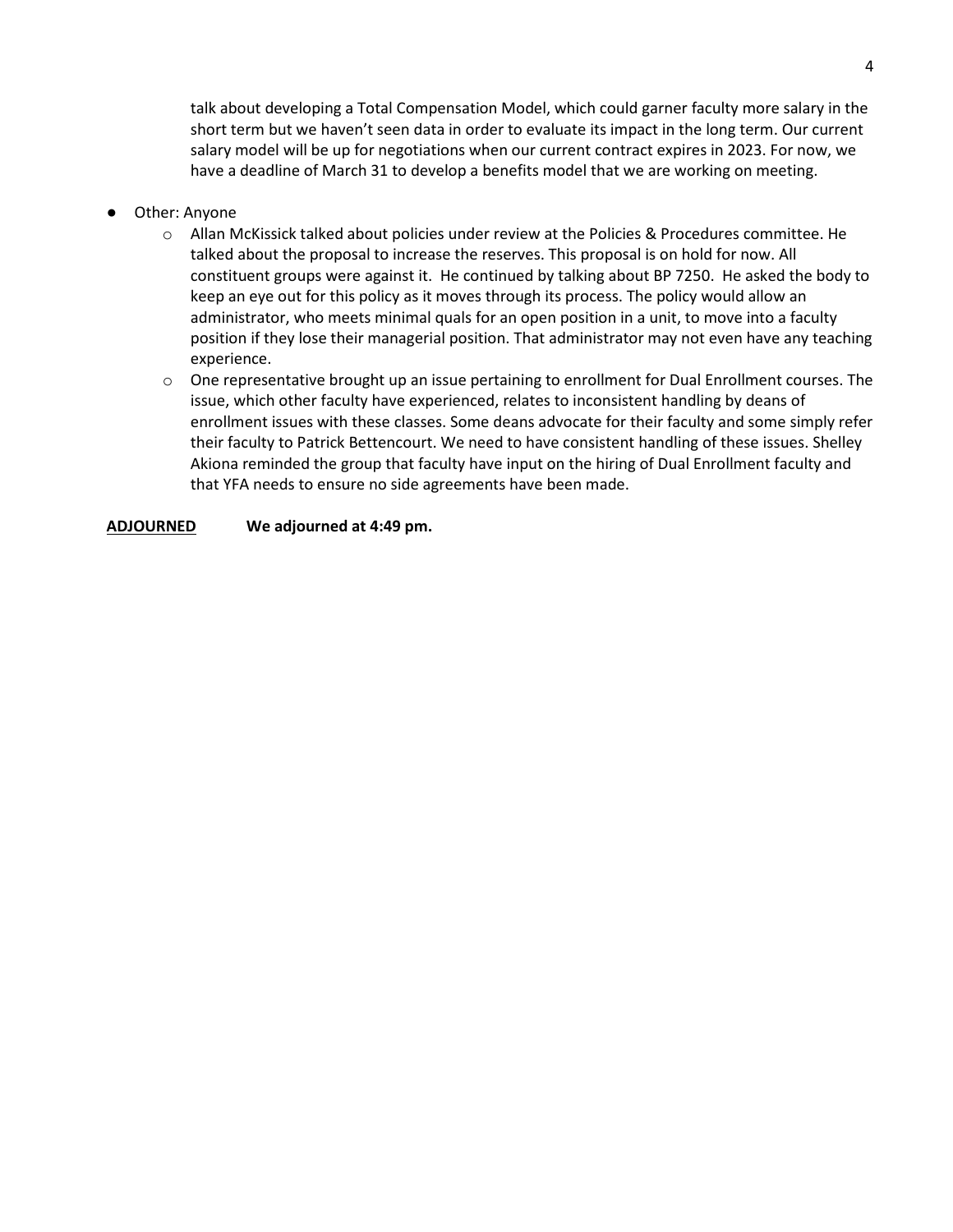talk about developing a Total Compensation Model, which could garner faculty more salary in the short term but we haven't seen data in order to evaluate its impact in the long term. Our current salary model will be up for negotiations when our current contract expires in 2023. For now, we have a deadline of March 31 to develop a benefits model that we are working on meeting.

- Other: Anyone
  - Allan McKissick talked about policies under review at the Policies & Procedures committee. He talked about the proposal to increase the reserves. This proposal is on hold for now. All constituent groups were against it. He continued by talking about BP 7250. He asked the body to keep an eye out for this policy as it moves through its process. The policy would allow an administrator, who meets minimal quals for an open position in a unit, to move into a faculty position if they lose their managerial position. That administrator may not even have any teaching experience.
  - One representative brought up an issue pertaining to enrollment for Dual Enrollment courses. The issue, which other faculty have experienced, relates to inconsistent handling by deans of enrollment issues with these classes. Some deans advocate for their faculty and some simply refer their faculty to Patrick Bettencourt. We need to have consistent handling of these issues. Shelley Akiona reminded the group that faculty have input on the hiring of Dual Enrollment faculty and that YFA needs to ensure no side agreements have been made.

**<u>ADJOURNED</u>** **We adjourned at 4:49 pm.**